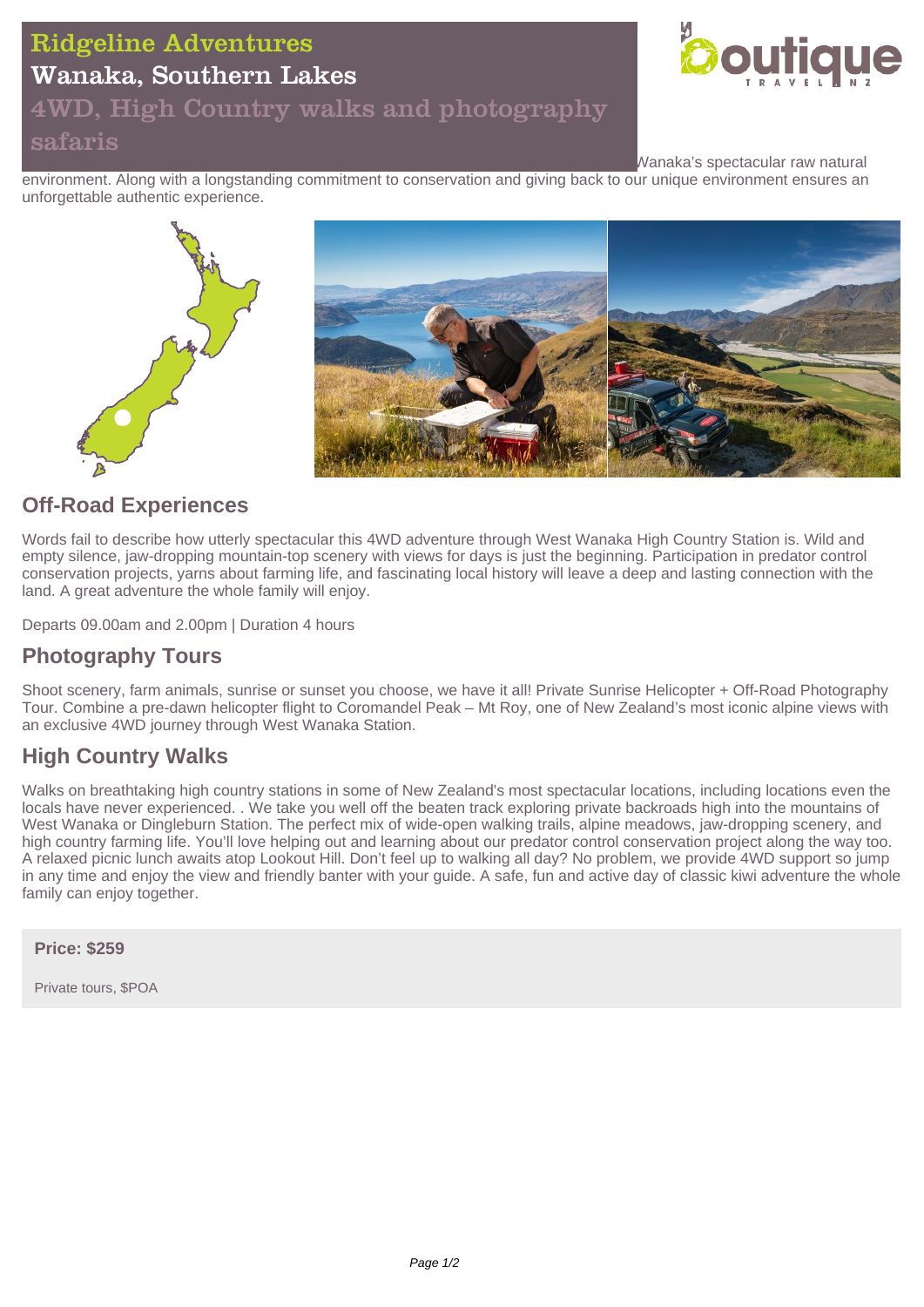# Ridgeline Adventures

## Wanaka, Southern Lakes

### 4WD, High Country walks and photography safaris

Wanaka's spectacular raw natural environment. Along with a longstanding commitment to conservation and giving back to our unique environment ensures an unforgettable authentic experience.

## Off-Road Experiences

Words fail to describe how utterly spectacular this 4WD adventure through West Wanaka High Country Station is. Wild and empty silence, jaw-dropping mountain-top scenery with views for days is just the beginning. Participation in predator control conservation projects, yarns about farming life, and fascinating local history will leave a deep and lasting connection with the land. A great adventure the whole family will enjoy.

Departs 09.00am and 2.00pm | Duration 4 hours

## Photography Tours

Shoot scenery, farm animals, sunrise or sunset you choose, we have it all! Private Sunrise Helicopter + Off-Road Photography Tour. Combine a pre-dawn helicopter flight to Coromandel Peak – Mt Roy, one of New Zealand's most iconic alpine views with an exclusive 4WD journey through West Wanaka Station.

## High Country Walks

Walks on breathtaking high country stations in some of New Zealand's most spectacular locations, including locations even the locals have never experienced. . We take you well off the beaten track exploring private backroads high into the mountains of West Wanaka or Dingleburn Station. The perfect mix of wide-open walking trails, alpine meadows, jaw-dropping scenery, and high country farming life. You'll love helping out and learning about our predator control conservation project along the way too. A relaxed picnic lunch awaits atop Lookout Hill. Don't feel up to walking all day? No problem, we provide 4WD support so jump in any time and enjoy the view and friendly banter with your guide. A safe, fun and active day of classic kiwi adventure the whole family can enjoy together.

**Price: $259**

Private tours, $POA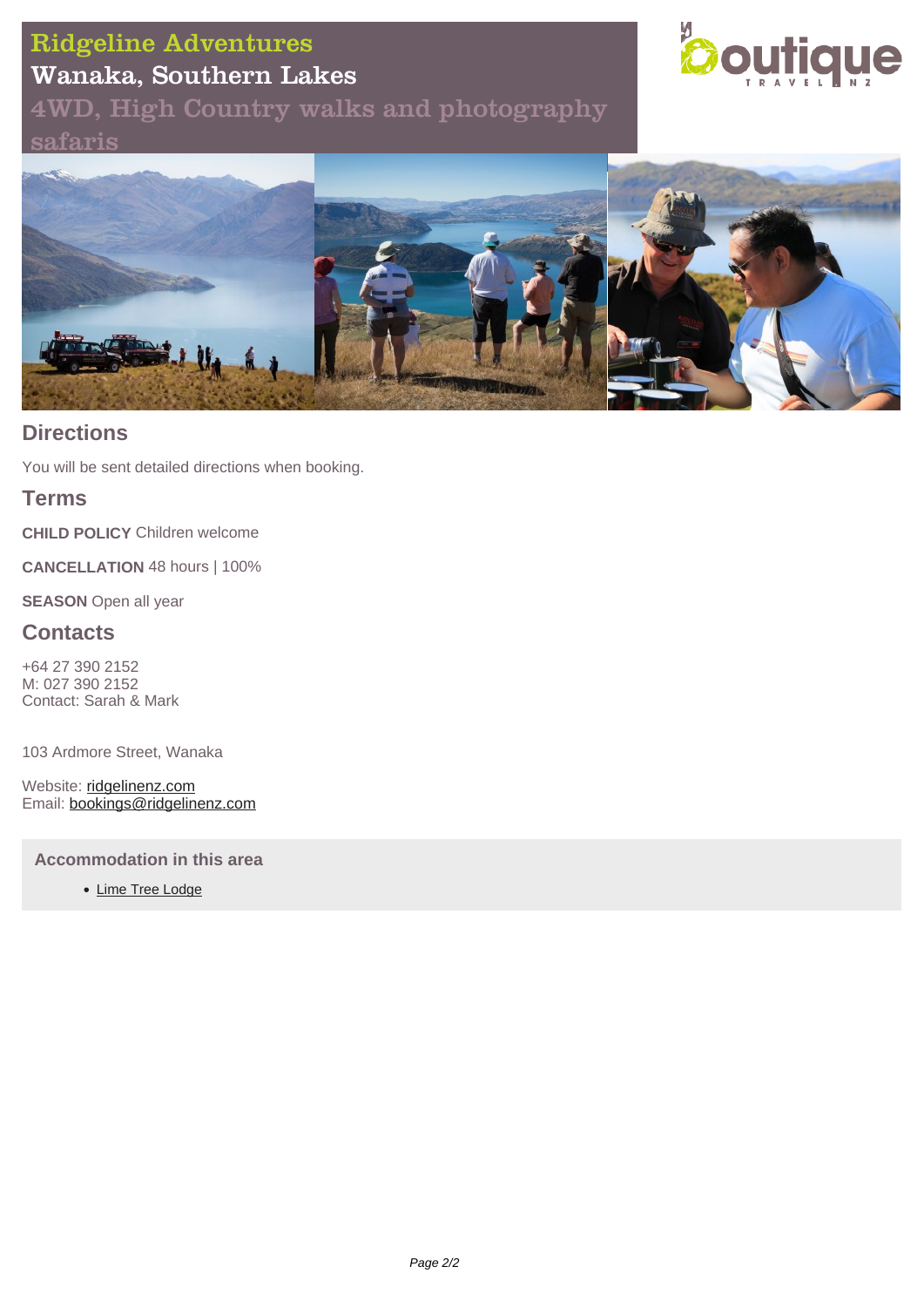# Ridgeline Adventures

## Wanaka, Southern Lakes

### 4WD, High Country walks and photography safaris

## Directions

You will be sent detailed directions when booking.

## Terms

**CHILD POLICY** Children welcome

**CANCELLATION** 48 hours | 100%

**SEASON** Open all year

## Contacts

+64 27 390 2152
M: 027 390 2152
Contact: Sarah & Mark

103 Ardmore Street, Wanaka

Website: ridgelinenz.com
Email: bookings@ridgelinenz.com

### Accommodation in this area

- Lime Tree Lodge